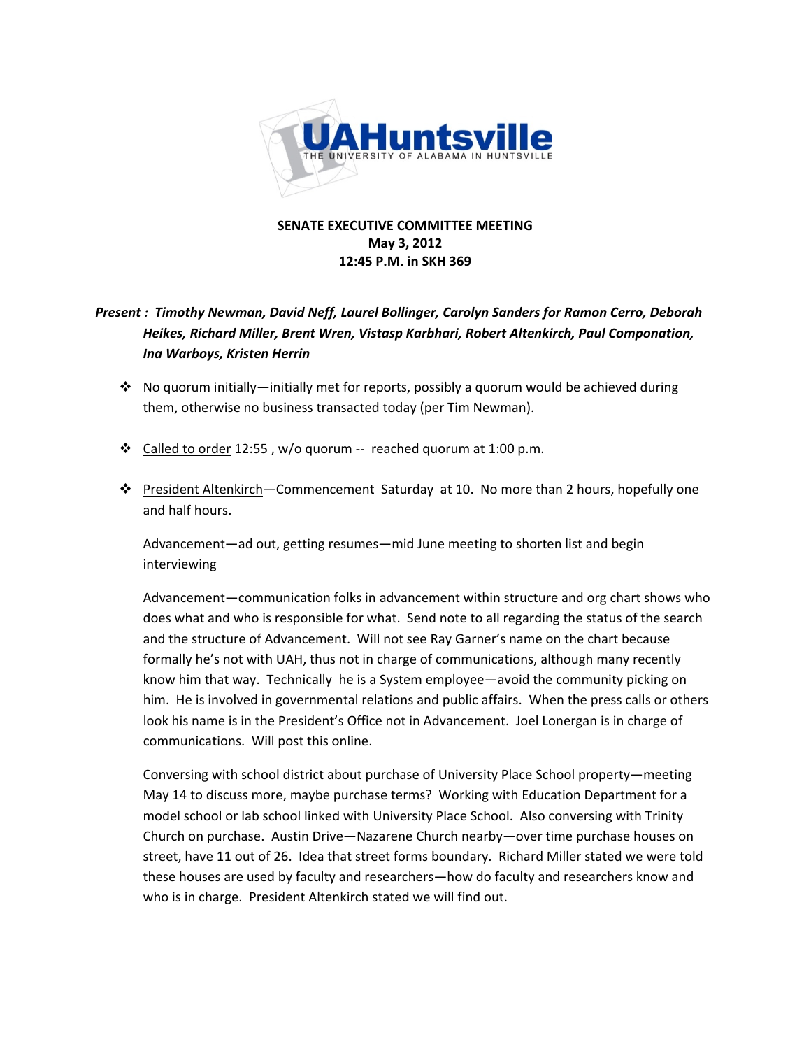**SENATE EXECUTIVE COMMITTEE MEETING**
**May 3, 2012**
**12:45 P.M. in SKH 369**

***Present : Timothy Newman, David Neff, Laurel Bollinger, Carolyn Sanders for Ramon Cerro, Deborah Heikes, Richard Miller, Brent Wren, Vistasp Karbhari, Robert Altenkirch, Paul Componation, Ina Warboys, Kristen Herrin***

- No quorum initially—initially met for reports, possibly a quorum would be achieved during them, otherwise no business transacted today (per Tim Newman).

- Called to order 12:55 , w/o quorum -- reached quorum at 1:00 p.m.

- President Altenkirch—Commencement Saturday at 10. No more than 2 hours, hopefully one and half hours.

  Advancement—ad out, getting resumes—mid June meeting to shorten list and begin interviewing

  Advancement—communication folks in advancement within structure and org chart shows who does what and who is responsible for what. Send note to all regarding the status of the search and the structure of Advancement. Will not see Ray Garner's name on the chart because formally he's not with UAH, thus not in charge of communications, although many recently know him that way. Technically he is a System employee—avoid the community picking on him. He is involved in governmental relations and public affairs. When the press calls or others look his name is in the President's Office not in Advancement. Joel Lonergan is in charge of communications. Will post this online.

  Conversing with school district about purchase of University Place School property—meeting May 14 to discuss more, maybe purchase terms? Working with Education Department for a model school or lab school linked with University Place School. Also conversing with Trinity Church on purchase. Austin Drive—Nazarene Church nearby—over time purchase houses on street, have 11 out of 26. Idea that street forms boundary. Richard Miller stated we were told these houses are used by faculty and researchers—how do faculty and researchers know and who is in charge. President Altenkirch stated we will find out.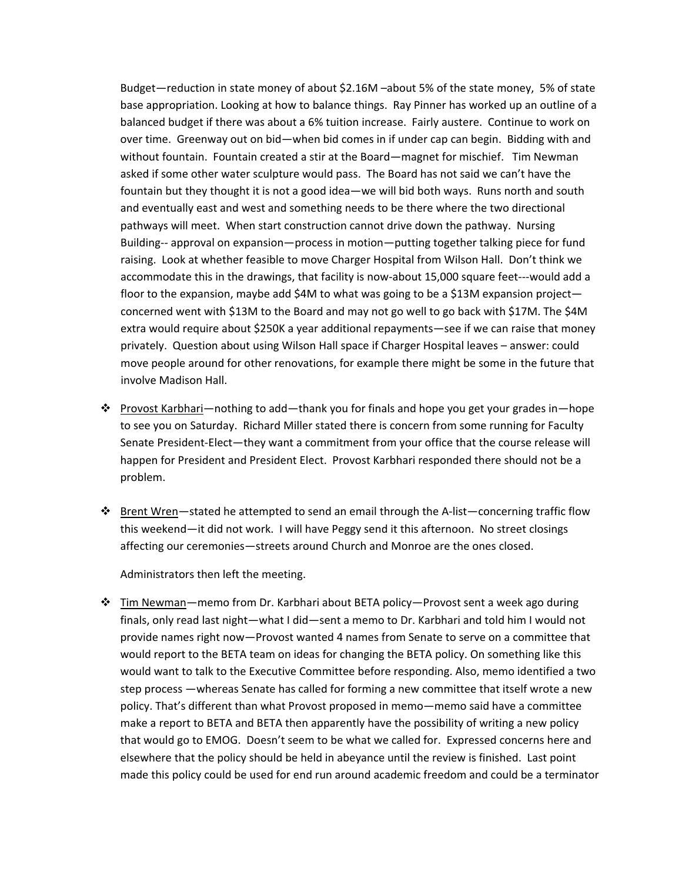Budget—reduction in state money of about $2.16M –about 5% of the state money, 5% of state base appropriation. Looking at how to balance things. Ray Pinner has worked up an outline of a balanced budget if there was about a 6% tuition increase. Fairly austere. Continue to work on over time. Greenway out on bid—when bid comes in if under cap can begin. Bidding with and without fountain. Fountain created a stir at the Board—magnet for mischief. Tim Newman asked if some other water sculpture would pass. The Board has not said we can't have the fountain but they thought it is not a good idea—we will bid both ways. Runs north and south and eventually east and west and something needs to be there where the two directional pathways will meet. When start construction cannot drive down the pathway. Nursing Building-- approval on expansion—process in motion—putting together talking piece for fund raising. Look at whether feasible to move Charger Hospital from Wilson Hall. Don't think we accommodate this in the drawings, that facility is now-about 15,000 square feet---would add a floor to the expansion, maybe add $4M to what was going to be a $13M expansion project—concerned went with $13M to the Board and may not go well to go back with $17M. The $4M extra would require about $250K a year additional repayments—see if we can raise that money privately. Question about using Wilson Hall space if Charger Hospital leaves – answer: could move people around for other renovations, for example there might be some in the future that involve Madison Hall.

- Provost Karbhari—nothing to add—thank you for finals and hope you get your grades in—hope to see you on Saturday. Richard Miller stated there is concern from some running for Faculty Senate President-Elect—they want a commitment from your office that the course release will happen for President and President Elect. Provost Karbhari responded there should not be a problem.

- Brent Wren—stated he attempted to send an email through the A-list—concerning traffic flow this weekend—it did not work. I will have Peggy send it this afternoon. No street closings affecting our ceremonies—streets around Church and Monroe are the ones closed.

  Administrators then left the meeting.

- Tim Newman—memo from Dr. Karbhari about BETA policy—Provost sent a week ago during finals, only read last night—what I did—sent a memo to Dr. Karbhari and told him I would not provide names right now—Provost wanted 4 names from Senate to serve on a committee that would report to the BETA team on ideas for changing the BETA policy. On something like this would want to talk to the Executive Committee before responding. Also, memo identified a two step process —whereas Senate has called for forming a new committee that itself wrote a new policy. That's different than what Provost proposed in memo—memo said have a committee make a report to BETA and BETA then apparently have the possibility of writing a new policy that would go to EMOG. Doesn't seem to be what we called for. Expressed concerns here and elsewhere that the policy should be held in abeyance until the review is finished. Last point made this policy could be used for end run around academic freedom and could be a terminator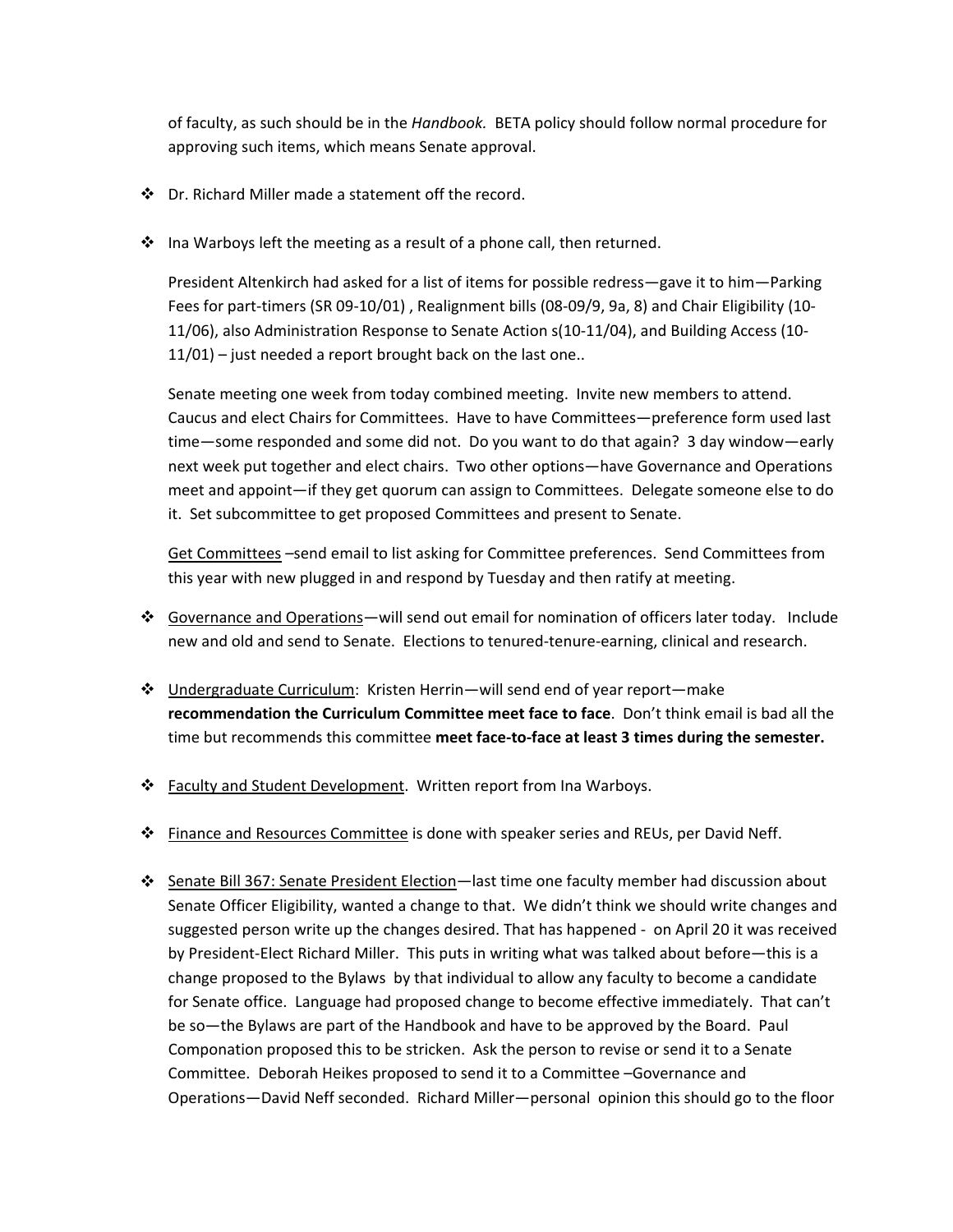of faculty, as such should be in the *Handbook.* BETA policy should follow normal procedure for approving such items, which means Senate approval.

- Dr. Richard Miller made a statement off the record.

- Ina Warboys left the meeting as a result of a phone call, then returned.

  President Altenkirch had asked for a list of items for possible redress—gave it to him—Parking Fees for part-timers (SR 09-10/01) , Realignment bills (08-09/9, 9a, 8) and Chair Eligibility (10-11/06), also Administration Response to Senate Action s(10-11/04), and Building Access (10-11/01) – just needed a report brought back on the last one..

  Senate meeting one week from today combined meeting. Invite new members to attend. Caucus and elect Chairs for Committees. Have to have Committees—preference form used last time—some responded and some did not. Do you want to do that again? 3 day window—early next week put together and elect chairs. Two other options—have Governance and Operations meet and appoint—if they get quorum can assign to Committees. Delegate someone else to do it. Set subcommittee to get proposed Committees and present to Senate.

  <u>Get Committees</u> –send email to list asking for Committee preferences. Send Committees from this year with new plugged in and respond by Tuesday and then ratify at meeting.

- <u>Governance and Operations</u>—will send out email for nomination of officers later today. Include new and old and send to Senate. Elections to tenured-tenure-earning, clinical and research.

- <u>Undergraduate Curriculum</u>: Kristen Herrin—will send end of year report—make **recommendation the Curriculum Committee meet face to face**. Don't think email is bad all the time but recommends this committee **meet face-to-face at least 3 times during the semester.**

- <u>Faculty and Student Development</u>. Written report from Ina Warboys.

- <u>Finance and Resources Committee</u> is done with speaker series and REUs, per David Neff.

- <u>Senate Bill 367: Senate President Election</u>—last time one faculty member had discussion about Senate Officer Eligibility, wanted a change to that. We didn't think we should write changes and suggested person write up the changes desired. That has happened - on April 20 it was received by President-Elect Richard Miller. This puts in writing what was talked about before—this is a change proposed to the Bylaws by that individual to allow any faculty to become a candidate for Senate office. Language had proposed change to become effective immediately. That can't be so—the Bylaws are part of the Handbook and have to be approved by the Board. Paul Componation proposed this to be stricken. Ask the person to revise or send it to a Senate Committee. Deborah Heikes proposed to send it to a Committee –Governance and Operations—David Neff seconded. Richard Miller—personal opinion this should go to the floor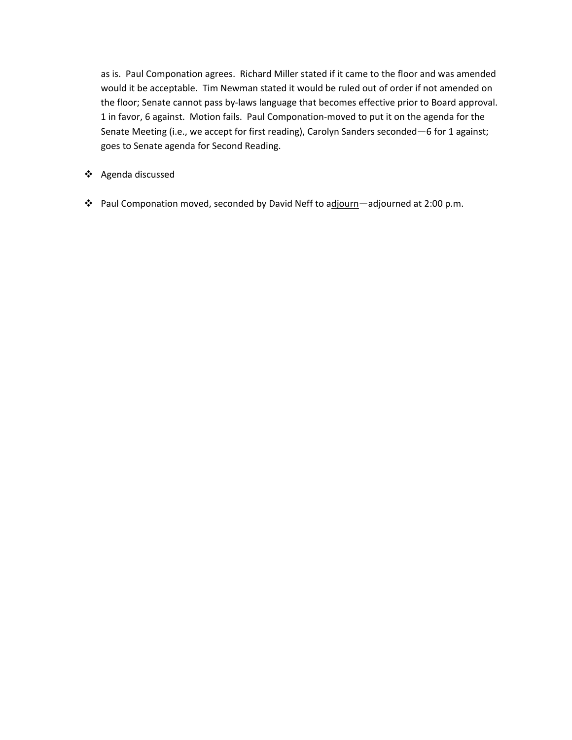as is. Paul Componation agrees. Richard Miller stated if it came to the floor and was amended would it be acceptable. Tim Newman stated it would be ruled out of order if not amended on the floor; Senate cannot pass by-laws language that becomes effective prior to Board approval. 1 in favor, 6 against. Motion fails. Paul Componation-moved to put it on the agenda for the Senate Meeting (i.e., we accept for first reading), Carolyn Sanders seconded—6 for 1 against; goes to Senate agenda for Second Reading.

- Agenda discussed

- Paul Componation moved, seconded by David Neff to a<u>djourn</u>—adjourned at 2:00 p.m.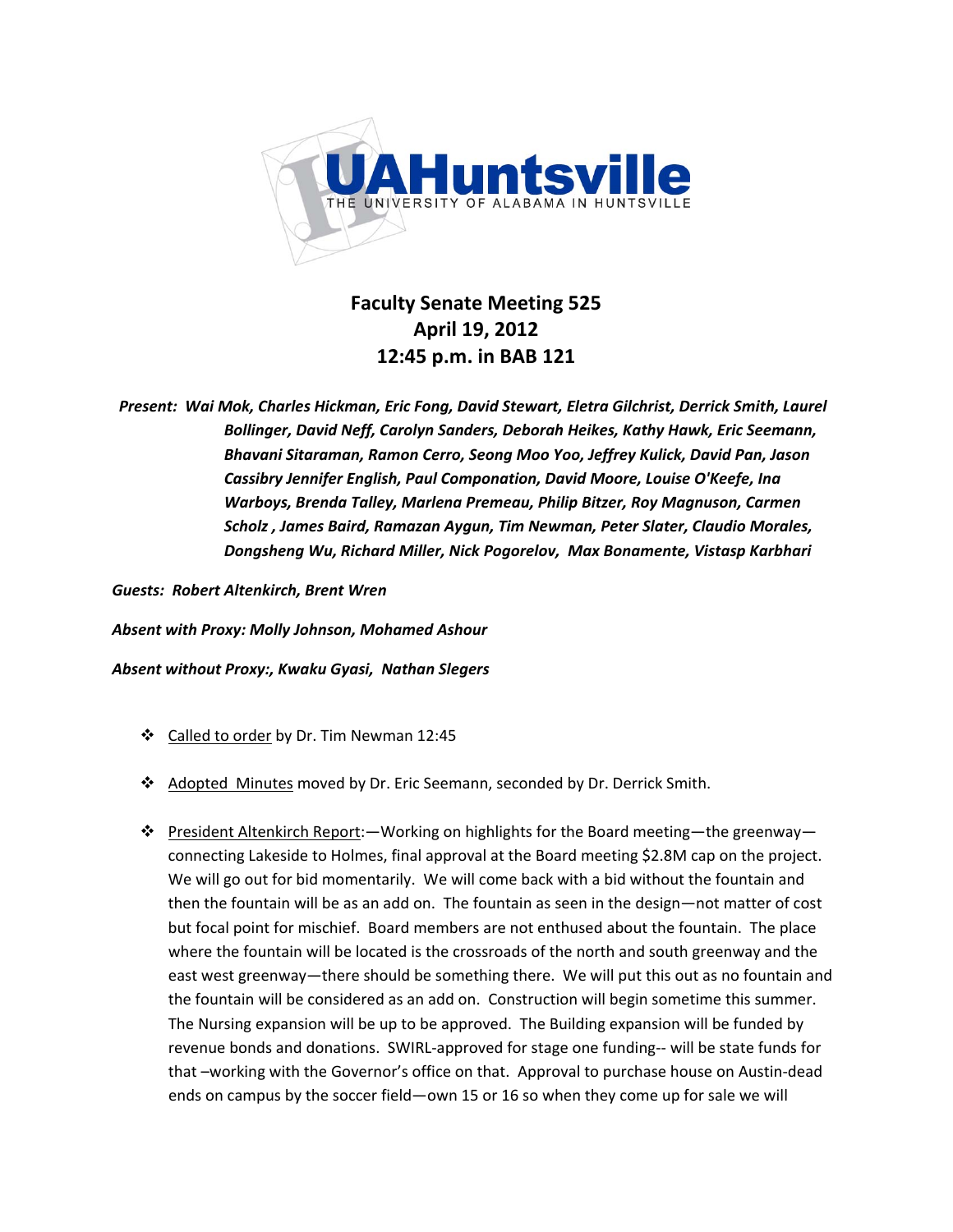# Faculty Senate Meeting 525
## April 19, 2012
## 12:45 p.m. in BAB 121

***Present:** Wai Mok, Charles Hickman, Eric Fong, David Stewart, Eletra Gilchrist, Derrick Smith, Laurel Bollinger, David Neff, Carolyn Sanders, Deborah Heikes, Kathy Hawk, Eric Seemann, Bhavani Sitaraman, Ramon Cerro, Seong Moo Yoo, Jeffrey Kulick, David Pan, Jason Cassibry Jennifer English, Paul Componation, David Moore, Louise O'Keefe, Ina Warboys, Brenda Talley, Marlena Premeau, Philip Bitzer, Roy Magnuson, Carmen Scholz , James Baird, Ramazan Aygun, Tim Newman, Peter Slater, Claudio Morales, Dongsheng Wu, Richard Miller, Nick Pogorelov, Max Bonamente, Vistasp Karbhari*

***Guests:** Robert Altenkirch, Brent Wren*

***Absent with Proxy:** Molly Johnson, Mohamed Ashour*

***Absent without Proxy:**, Kwaku Gyasi, Nathan Slegers*

- Called to order by Dr. Tim Newman 12:45
- Adopted Minutes moved by Dr. Eric Seemann, seconded by Dr. Derrick Smith.
- President Altenkirch Report:—Working on highlights for the Board meeting—the greenway—connecting Lakeside to Holmes, final approval at the Board meeting $2.8M cap on the project. We will go out for bid momentarily. We will come back with a bid without the fountain and then the fountain will be as an add on. The fountain as seen in the design—not matter of cost but focal point for mischief. Board members are not enthused about the fountain. The place where the fountain will be located is the crossroads of the north and south greenway and the east west greenway—there should be something there. We will put this out as no fountain and the fountain will be considered as an add on. Construction will begin sometime this summer. The Nursing expansion will be up to be approved. The Building expansion will be funded by revenue bonds and donations. SWIRL-approved for stage one funding-- will be state funds for that –working with the Governor's office on that. Approval to purchase house on Austin-dead ends on campus by the soccer field—own 15 or 16 so when they come up for sale we will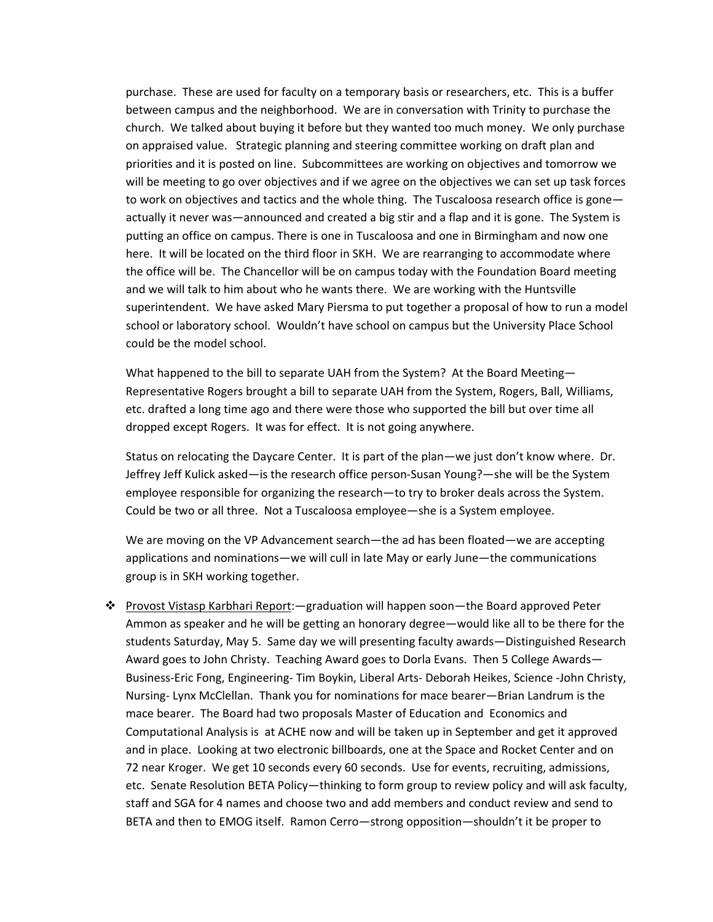purchase. These are used for faculty on a temporary basis or researchers, etc. This is a buffer between campus and the neighborhood. We are in conversation with Trinity to purchase the church. We talked about buying it before but they wanted too much money. We only purchase on appraised value. Strategic planning and steering committee working on draft plan and priorities and it is posted on line. Subcommittees are working on objectives and tomorrow we will be meeting to go over objectives and if we agree on the objectives we can set up task forces to work on objectives and tactics and the whole thing. The Tuscaloosa research office is gone—actually it never was—announced and created a big stir and a flap and it is gone. The System is putting an office on campus. There is one in Tuscaloosa and one in Birmingham and now one here. It will be located on the third floor in SKH. We are rearranging to accommodate where the office will be. The Chancellor will be on campus today with the Foundation Board meeting and we will talk to him about who he wants there. We are working with the Huntsville superintendent. We have asked Mary Piersma to put together a proposal of how to run a model school or laboratory school. Wouldn't have school on campus but the University Place School could be the model school.

What happened to the bill to separate UAH from the System? At the Board Meeting—Representative Rogers brought a bill to separate UAH from the System, Rogers, Ball, Williams, etc. drafted a long time ago and there were those who supported the bill but over time all dropped except Rogers. It was for effect. It is not going anywhere.

Status on relocating the Daycare Center. It is part of the plan—we just don't know where. Dr. Jeffrey Jeff Kulick asked—is the research office person-Susan Young?—she will be the System employee responsible for organizing the research—to try to broker deals across the System. Could be two or all three. Not a Tuscaloosa employee—she is a System employee.

We are moving on the VP Advancement search—the ad has been floated—we are accepting applications and nominations—we will cull in late May or early June—the communications group is in SKH working together.

- Provost Vistasp Karbhari Report:—graduation will happen soon—the Board approved Peter Ammon as speaker and he will be getting an honorary degree—would like all to be there for the students Saturday, May 5. Same day we will presenting faculty awards—Distinguished Research Award goes to John Christy. Teaching Award goes to Dorla Evans. Then 5 College Awards—Business-Eric Fong, Engineering- Tim Boykin, Liberal Arts- Deborah Heikes, Science -John Christy, Nursing- Lynx McClellan. Thank you for nominations for mace bearer—Brian Landrum is the mace bearer. The Board had two proposals Master of Education and Economics and Computational Analysis is at ACHE now and will be taken up in September and get it approved and in place. Looking at two electronic billboards, one at the Space and Rocket Center and on 72 near Kroger. We get 10 seconds every 60 seconds. Use for events, recruiting, admissions, etc. Senate Resolution BETA Policy—thinking to form group to review policy and will ask faculty, staff and SGA for 4 names and choose two and add members and conduct review and send to BETA and then to EMOG itself. Ramon Cerro—strong opposition—shouldn't it be proper to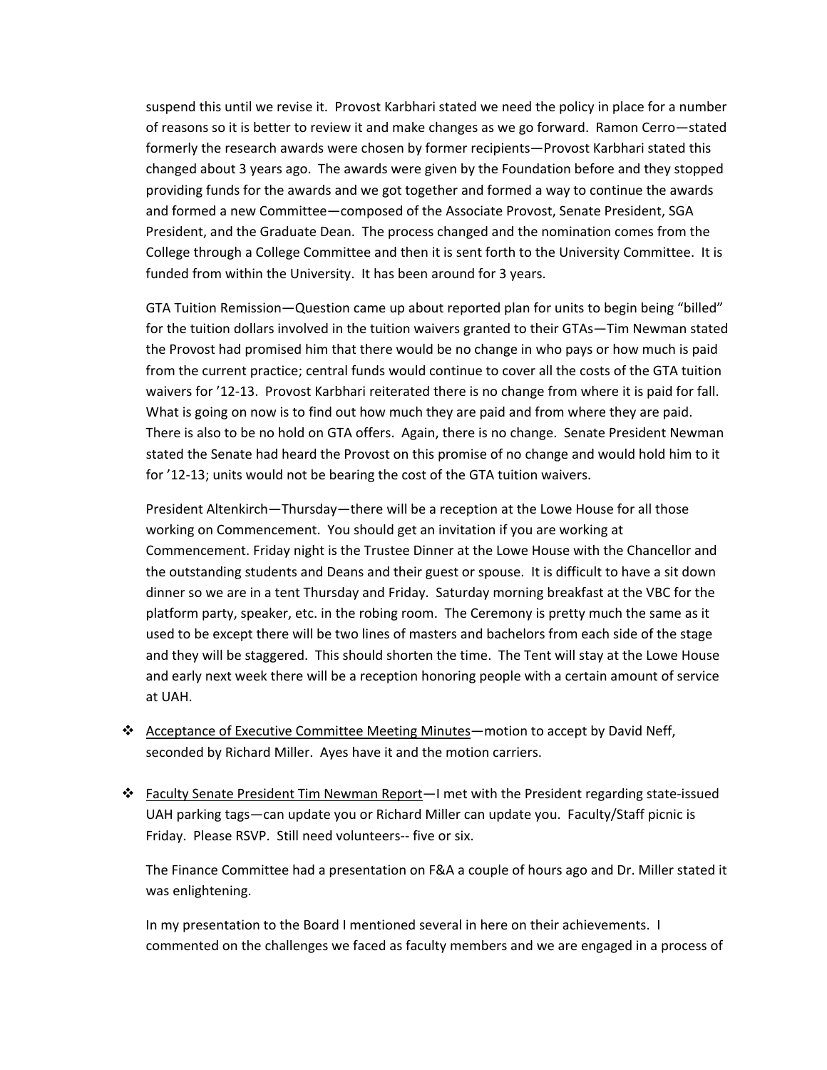suspend this until we revise it. Provost Karbhari stated we need the policy in place for a number of reasons so it is better to review it and make changes as we go forward. Ramon Cerro—stated formerly the research awards were chosen by former recipients—Provost Karbhari stated this changed about 3 years ago. The awards were given by the Foundation before and they stopped providing funds for the awards and we got together and formed a way to continue the awards and formed a new Committee—composed of the Associate Provost, Senate President, SGA President, and the Graduate Dean. The process changed and the nomination comes from the College through a College Committee and then it is sent forth to the University Committee. It is funded from within the University. It has been around for 3 years.

GTA Tuition Remission—Question came up about reported plan for units to begin being "billed" for the tuition dollars involved in the tuition waivers granted to their GTAs—Tim Newman stated the Provost had promised him that there would be no change in who pays or how much is paid from the current practice; central funds would continue to cover all the costs of the GTA tuition waivers for '12-13. Provost Karbhari reiterated there is no change from where it is paid for fall. What is going on now is to find out how much they are paid and from where they are paid. There is also to be no hold on GTA offers. Again, there is no change. Senate President Newman stated the Senate had heard the Provost on this promise of no change and would hold him to it for '12-13; units would not be bearing the cost of the GTA tuition waivers.

President Altenkirch—Thursday—there will be a reception at the Lowe House for all those working on Commencement. You should get an invitation if you are working at Commencement. Friday night is the Trustee Dinner at the Lowe House with the Chancellor and the outstanding students and Deans and their guest or spouse. It is difficult to have a sit down dinner so we are in a tent Thursday and Friday. Saturday morning breakfast at the VBC for the platform party, speaker, etc. in the robing room. The Ceremony is pretty much the same as it used to be except there will be two lines of masters and bachelors from each side of the stage and they will be staggered. This should shorten the time. The Tent will stay at the Lowe House and early next week there will be a reception honoring people with a certain amount of service at UAH.

- Acceptance of Executive Committee Meeting Minutes—motion to accept by David Neff, seconded by Richard Miller. Ayes have it and the motion carriers.

- Faculty Senate President Tim Newman Report—I met with the President regarding state-issued UAH parking tags—can update you or Richard Miller can update you. Faculty/Staff picnic is Friday. Please RSVP. Still need volunteers-- five or six.

  The Finance Committee had a presentation on F&A a couple of hours ago and Dr. Miller stated it was enlightening.

  In my presentation to the Board I mentioned several in here on their achievements. I commented on the challenges we faced as faculty members and we are engaged in a process of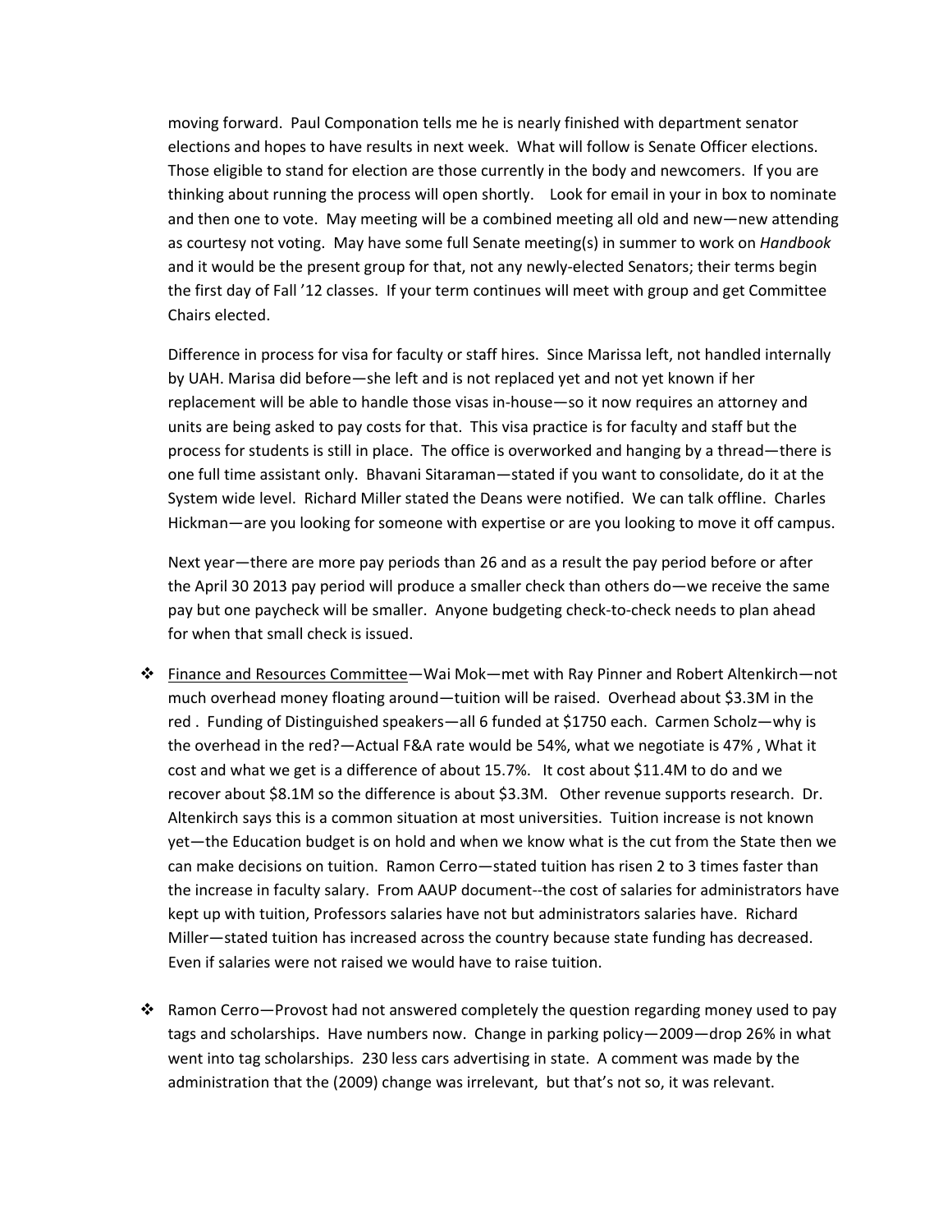moving forward. Paul Componation tells me he is nearly finished with department senator elections and hopes to have results in next week. What will follow is Senate Officer elections. Those eligible to stand for election are those currently in the body and newcomers. If you are thinking about running the process will open shortly. Look for email in your in box to nominate and then one to vote. May meeting will be a combined meeting all old and new—new attending as courtesy not voting. May have some full Senate meeting(s) in summer to work on *Handbook* and it would be the present group for that, not any newly-elected Senators; their terms begin the first day of Fall '12 classes. If your term continues will meet with group and get Committee Chairs elected.

Difference in process for visa for faculty or staff hires. Since Marissa left, not handled internally by UAH. Marisa did before—she left and is not replaced yet and not yet known if her replacement will be able to handle those visas in-house—so it now requires an attorney and units are being asked to pay costs for that. This visa practice is for faculty and staff but the process for students is still in place. The office is overworked and hanging by a thread—there is one full time assistant only. Bhavani Sitaraman—stated if you want to consolidate, do it at the System wide level. Richard Miller stated the Deans were notified. We can talk offline. Charles Hickman—are you looking for someone with expertise or are you looking to move it off campus.

Next year—there are more pay periods than 26 and as a result the pay period before or after the April 30 2013 pay period will produce a smaller check than others do—we receive the same pay but one paycheck will be smaller. Anyone budgeting check-to-check needs to plan ahead for when that small check is issued.

- Finance and Resources Committee—Wai Mok—met with Ray Pinner and Robert Altenkirch—not much overhead money floating around—tuition will be raised. Overhead about $3.3M in the red . Funding of Distinguished speakers—all 6 funded at $1750 each. Carmen Scholz—why is the overhead in the red?—Actual F&A rate would be 54%, what we negotiate is 47% , What it cost and what we get is a difference of about 15.7%. It cost about $11.4M to do and we recover about $8.1M so the difference is about $3.3M. Other revenue supports research. Dr. Altenkirch says this is a common situation at most universities. Tuition increase is not known yet—the Education budget is on hold and when we know what is the cut from the State then we can make decisions on tuition. Ramon Cerro—stated tuition has risen 2 to 3 times faster than the increase in faculty salary. From AAUP document--the cost of salaries for administrators have kept up with tuition, Professors salaries have not but administrators salaries have. Richard Miller—stated tuition has increased across the country because state funding has decreased. Even if salaries were not raised we would have to raise tuition.

- Ramon Cerro—Provost had not answered completely the question regarding money used to pay tags and scholarships. Have numbers now. Change in parking policy—2009—drop 26% in what went into tag scholarships. 230 less cars advertising in state. A comment was made by the administration that the (2009) change was irrelevant, but that's not so, it was relevant.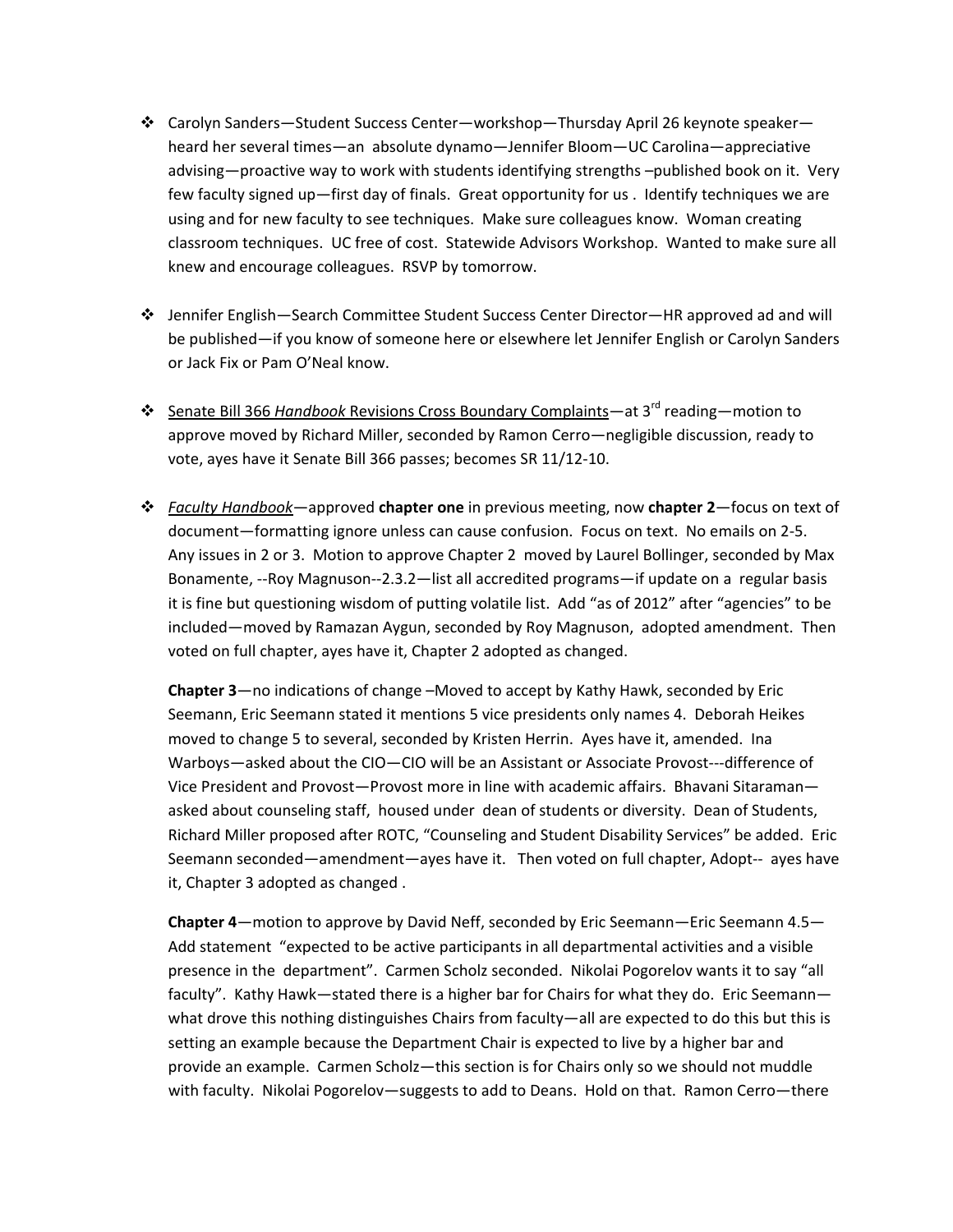- Carolyn Sanders—Student Success Center—workshop—Thursday April 26 keynote speaker—heard her several times—an absolute dynamo—Jennifer Bloom—UC Carolina—appreciative advising—proactive way to work with students identifying strengths –published book on it. Very few faculty signed up—first day of finals. Great opportunity for us . Identify techniques we are using and for new faculty to see techniques. Make sure colleagues know. Woman creating classroom techniques. UC free of cost. Statewide Advisors Workshop. Wanted to make sure all knew and encourage colleagues. RSVP by tomorrow.

- Jennifer English—Search Committee Student Success Center Director—HR approved ad and will be published—if you know of someone here or elsewhere let Jennifer English or Carolyn Sanders or Jack Fix or Pam O'Neal know.

- <u>Senate Bill 366 *Handbook* Revisions Cross Boundary Complaints</u>—at 3rd reading—motion to approve moved by Richard Miller, seconded by Ramon Cerro—negligible discussion, ready to vote, ayes have it Senate Bill 366 passes; becomes SR 11/12-10.

- <u>*Faculty Handbook*</u>—approved **chapter one** in previous meeting, now **chapter 2**—focus on text of document—formatting ignore unless can cause confusion. Focus on text. No emails on 2-5. Any issues in 2 or 3. Motion to approve Chapter 2 moved by Laurel Bollinger, seconded by Max Bonamente, --Roy Magnuson--2.3.2—list all accredited programs—if update on a regular basis it is fine but questioning wisdom of putting volatile list. Add "as of 2012" after "agencies" to be included—moved by Ramazan Aygun, seconded by Roy Magnuson, adopted amendment. Then voted on full chapter, ayes have it, Chapter 2 adopted as changed.

  **Chapter 3**—no indications of change –Moved to accept by Kathy Hawk, seconded by Eric Seemann, Eric Seemann stated it mentions 5 vice presidents only names 4. Deborah Heikes moved to change 5 to several, seconded by Kristen Herrin. Ayes have it, amended. Ina Warboys—asked about the CIO—CIO will be an Assistant or Associate Provost---difference of Vice President and Provost—Provost more in line with academic affairs. Bhavani Sitaraman—asked about counseling staff, housed under dean of students or diversity. Dean of Students, Richard Miller proposed after ROTC, "Counseling and Student Disability Services" be added. Eric Seemann seconded—amendment—ayes have it. Then voted on full chapter, Adopt-- ayes have it, Chapter 3 adopted as changed .

  **Chapter 4**—motion to approve by David Neff, seconded by Eric Seemann—Eric Seemann 4.5—Add statement "expected to be active participants in all departmental activities and a visible presence in the department". Carmen Scholz seconded. Nikolai Pogorelov wants it to say "all faculty". Kathy Hawk—stated there is a higher bar for Chairs for what they do. Eric Seemann—what drove this nothing distinguishes Chairs from faculty—all are expected to do this but this is setting an example because the Department Chair is expected to live by a higher bar and provide an example. Carmen Scholz—this section is for Chairs only so we should not muddle with faculty. Nikolai Pogorelov—suggests to add to Deans. Hold on that. Ramon Cerro—there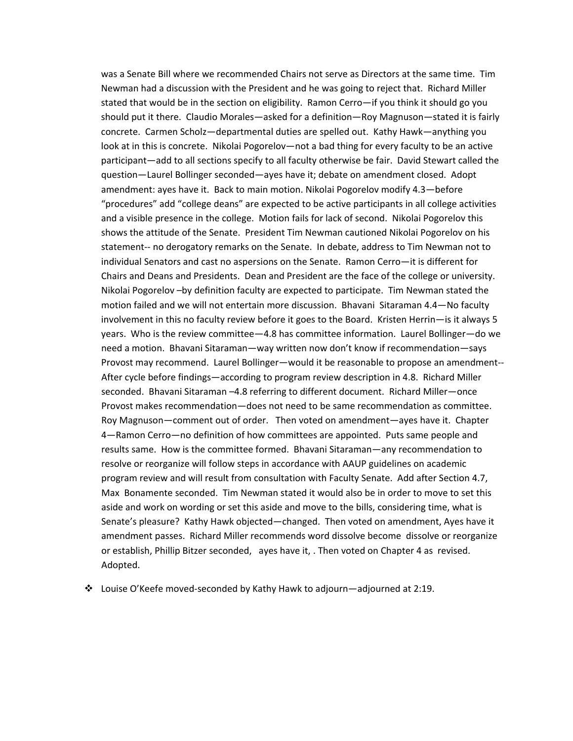was a Senate Bill where we recommended Chairs not serve as Directors at the same time. Tim Newman had a discussion with the President and he was going to reject that. Richard Miller stated that would be in the section on eligibility. Ramon Cerro—if you think it should go you should put it there. Claudio Morales—asked for a definition—Roy Magnuson—stated it is fairly concrete. Carmen Scholz—departmental duties are spelled out. Kathy Hawk—anything you look at in this is concrete. Nikolai Pogorelov—not a bad thing for every faculty to be an active participant—add to all sections specify to all faculty otherwise be fair. David Stewart called the question—Laurel Bollinger seconded—ayes have it; debate on amendment closed. Adopt amendment: ayes have it. Back to main motion. Nikolai Pogorelov modify 4.3—before "procedures" add "college deans" are expected to be active participants in all college activities and a visible presence in the college. Motion fails for lack of second. Nikolai Pogorelov this shows the attitude of the Senate. President Tim Newman cautioned Nikolai Pogorelov on his statement-- no derogatory remarks on the Senate. In debate, address to Tim Newman not to individual Senators and cast no aspersions on the Senate. Ramon Cerro—it is different for Chairs and Deans and Presidents. Dean and President are the face of the college or university. Nikolai Pogorelov –by definition faculty are expected to participate. Tim Newman stated the motion failed and we will not entertain more discussion. Bhavani Sitaraman 4.4—No faculty involvement in this no faculty review before it goes to the Board. Kristen Herrin—is it always 5 years. Who is the review committee—4.8 has committee information. Laurel Bollinger—do we need a motion. Bhavani Sitaraman—way written now don't know if recommendation—says Provost may recommend. Laurel Bollinger—would it be reasonable to propose an amendment--After cycle before findings—according to program review description in 4.8. Richard Miller seconded. Bhavani Sitaraman –4.8 referring to different document. Richard Miller—once Provost makes recommendation—does not need to be same recommendation as committee. Roy Magnuson—comment out of order. Then voted on amendment—ayes have it. Chapter 4—Ramon Cerro—no definition of how committees are appointed. Puts same people and results same. How is the committee formed. Bhavani Sitaraman—any recommendation to resolve or reorganize will follow steps in accordance with AAUP guidelines on academic program review and will result from consultation with Faculty Senate. Add after Section 4.7, Max Bonamente seconded. Tim Newman stated it would also be in order to move to set this aside and work on wording or set this aside and move to the bills, considering time, what is Senate's pleasure? Kathy Hawk objected—changed. Then voted on amendment, Ayes have it amendment passes. Richard Miller recommends word dissolve become dissolve or reorganize or establish, Phillip Bitzer seconded, ayes have it, . Then voted on Chapter 4 as revised. Adopted.

- Louise O'Keefe moved-seconded by Kathy Hawk to adjourn—adjourned at 2:19.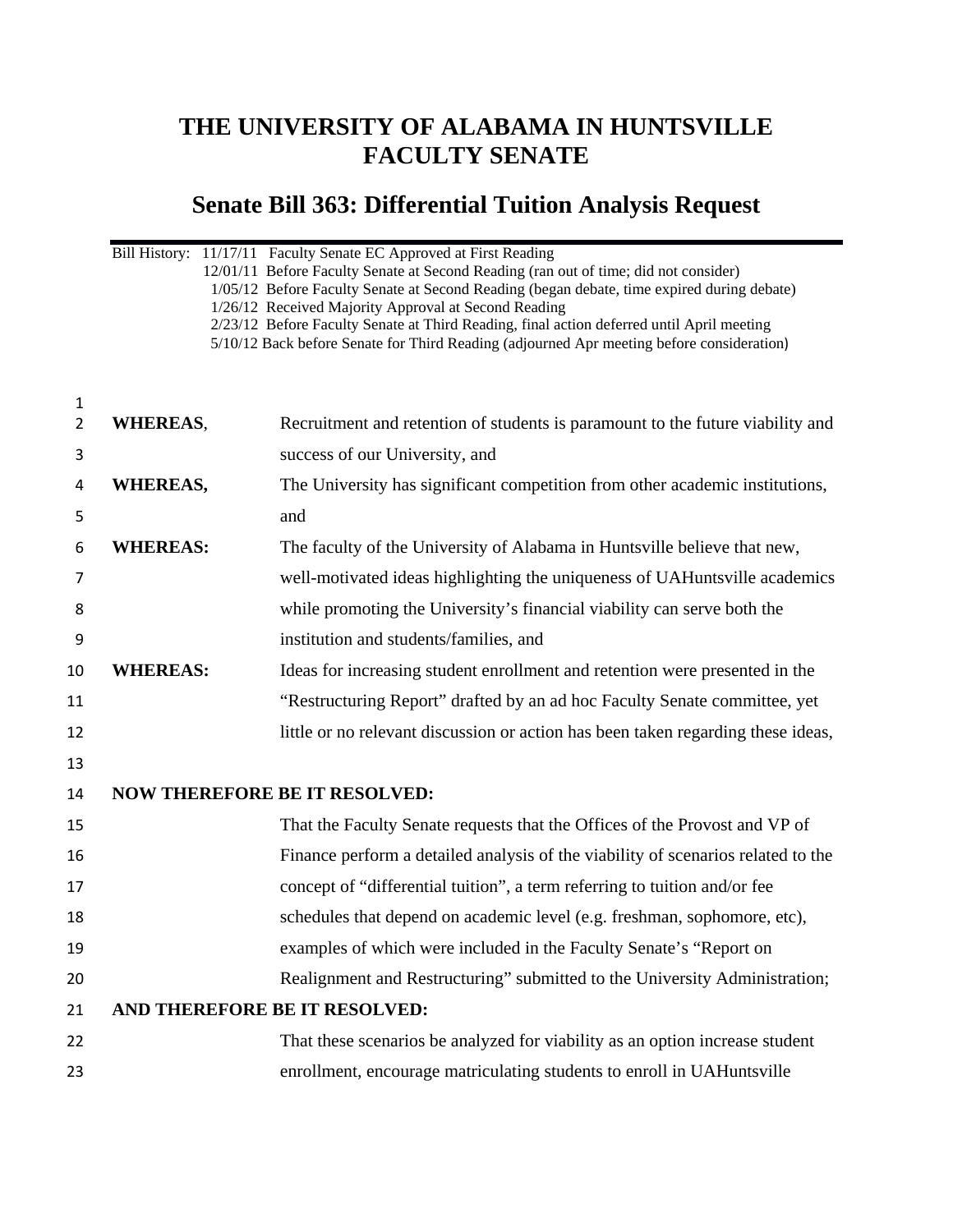# THE UNIVERSITY OF ALABAMA IN HUNTSVILLE FACULTY SENATE

## Senate Bill 363: Differential Tuition Analysis Request

Bill History: 11/17/11 Faculty Senate EC Approved at First Reading
12/01/11 Before Faculty Senate at Second Reading (ran out of time; did not consider)
1/05/12 Before Faculty Senate at Second Reading (began debate, time expired during debate)
1/26/12 Received Majority Approval at Second Reading
2/23/12 Before Faculty Senate at Third Reading, final action deferred until April meeting
5/10/12 Back before Senate for Third Reading (adjourned Apr meeting before consideration)

**WHEREAS**, Recruitment and retention of students is paramount to the future viability and success of our University, and

**WHEREAS,** The University has significant competition from other academic institutions, and

**WHEREAS:** The faculty of the University of Alabama in Huntsville believe that new, well-motivated ideas highlighting the uniqueness of UAHuntsville academics while promoting the University's financial viability can serve both the institution and students/families, and

**WHEREAS:** Ideas for increasing student enrollment and retention were presented in the "Restructuring Report" drafted by an ad hoc Faculty Senate committee, yet little or no relevant discussion or action has been taken regarding these ideas,

**NOW THEREFORE BE IT RESOLVED:**

That the Faculty Senate requests that the Offices of the Provost and VP of Finance perform a detailed analysis of the viability of scenarios related to the concept of "differential tuition", a term referring to tuition and/or fee schedules that depend on academic level (e.g. freshman, sophomore, etc), examples of which were included in the Faculty Senate's "Report on Realignment and Restructuring" submitted to the University Administration;

**AND THEREFORE BE IT RESOLVED:**

That these scenarios be analyzed for viability as an option increase student enrollment, encourage matriculating students to enroll in UAHuntsville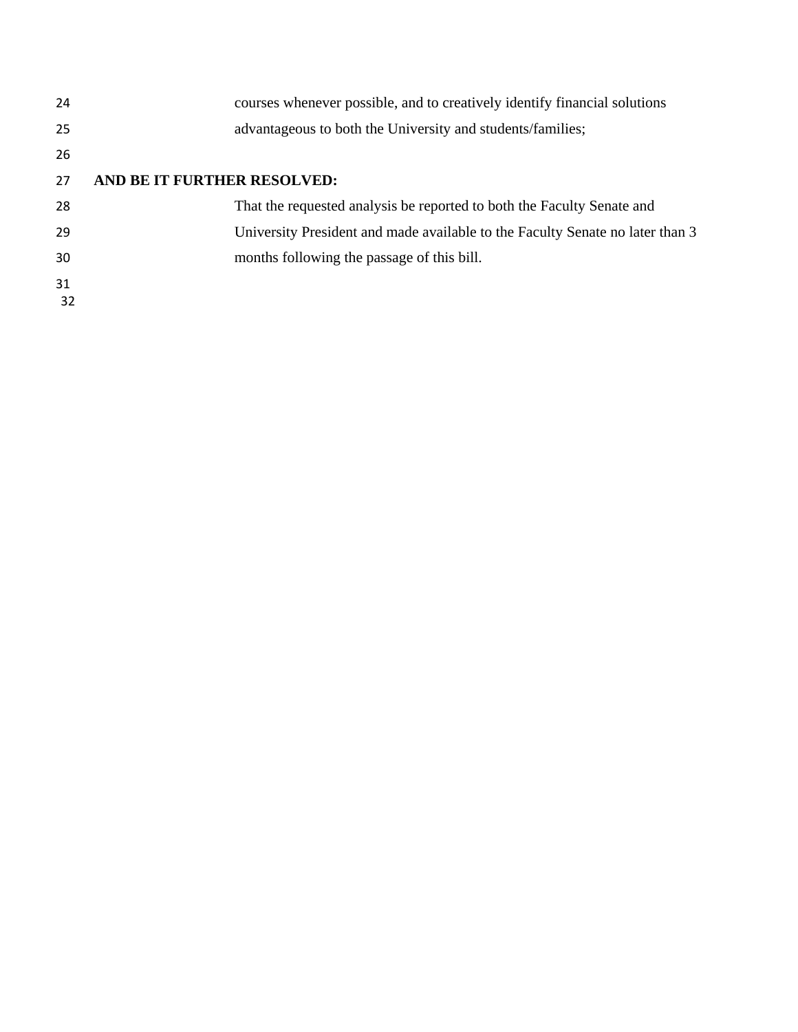courses whenever possible, and to creatively identify financial solutions advantageous to both the University and students/families;

**AND BE IT FURTHER RESOLVED:**

That the requested analysis be reported to both the Faculty Senate and University President and made available to the Faculty Senate no later than 3 months following the passage of this bill.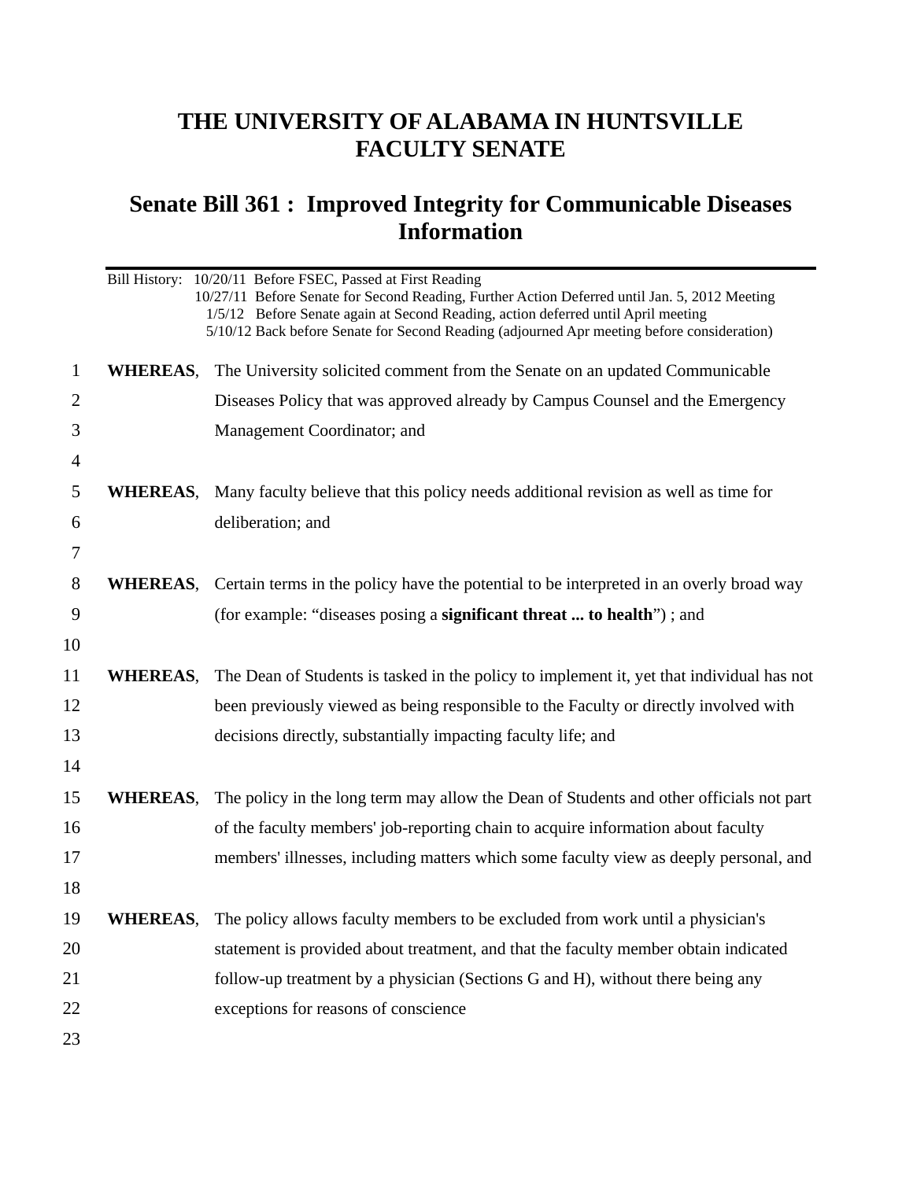# THE UNIVERSITY OF ALABAMA IN HUNTSVILLE FACULTY SENATE

## Senate Bill 361 : Improved Integrity for Communicable Diseases Information

Bill History: 10/20/11 Before FSEC, Passed at First Reading
10/27/11 Before Senate for Second Reading, Further Action Deferred until Jan. 5, 2012 Meeting
1/5/12 Before Senate again at Second Reading, action deferred until April meeting
5/10/12 Back before Senate for Second Reading (adjourned Apr meeting before consideration)

1 **WHEREAS**, The University solicited comment from the Senate on an updated Communicable
2 Diseases Policy that was approved already by Campus Counsel and the Emergency
3 Management Coordinator; and
4
5 **WHEREAS**, Many faculty believe that this policy needs additional revision as well as time for
6 deliberation; and
7
8 **WHEREAS**, Certain terms in the policy have the potential to be interpreted in an overly broad way
9 (for example: "diseases posing a **significant threat ... to health**") ; and
10
11 **WHEREAS**, The Dean of Students is tasked in the policy to implement it, yet that individual has not
12 been previously viewed as being responsible to the Faculty or directly involved with
13 decisions directly, substantially impacting faculty life; and
14
15 **WHEREAS**, The policy in the long term may allow the Dean of Students and other officials not part
16 of the faculty members' job-reporting chain to acquire information about faculty
17 members' illnesses, including matters which some faculty view as deeply personal, and
18
19 **WHEREAS**, The policy allows faculty members to be excluded from work until a physician's
20 statement is provided about treatment, and that the faculty member obtain indicated
21 follow-up treatment by a physician (Sections G and H), without there being any
22 exceptions for reasons of conscience
23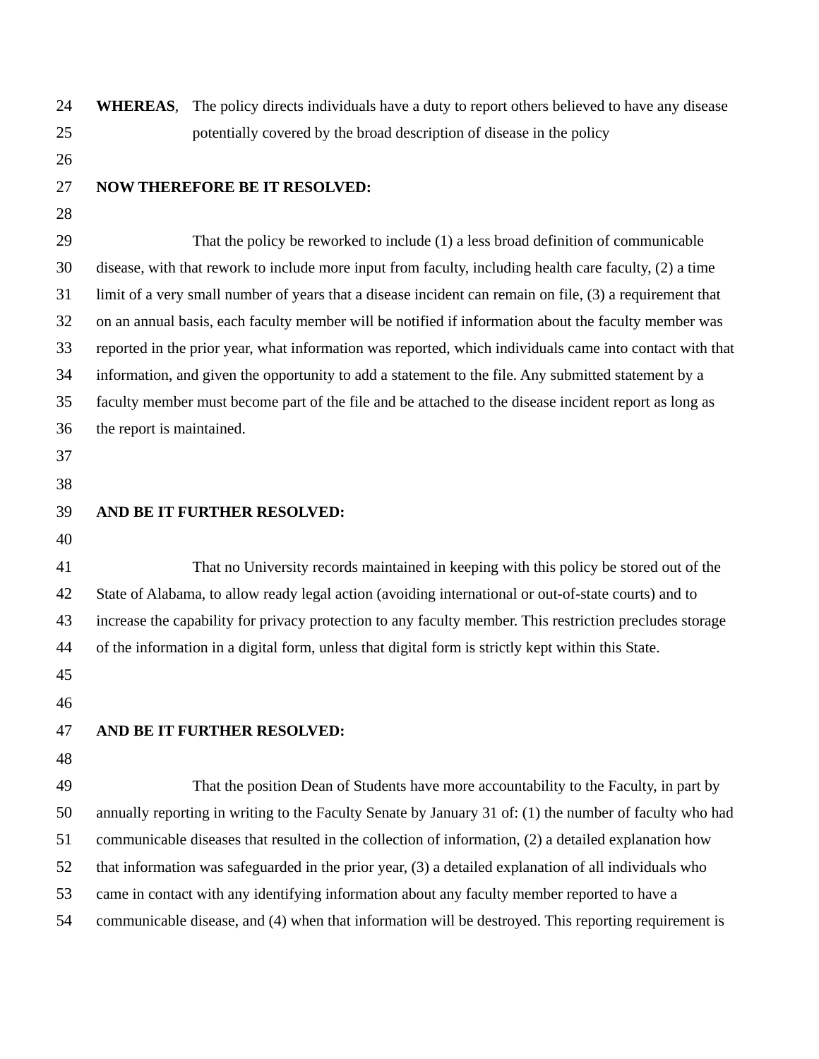**WHEREAS**, The policy directs individuals have a duty to report others believed to have any disease potentially covered by the broad description of disease in the policy

**NOW THEREFORE BE IT RESOLVED:**

That the policy be reworked to include (1) a less broad definition of communicable disease, with that rework to include more input from faculty, including health care faculty, (2) a time limit of a very small number of years that a disease incident can remain on file, (3) a requirement that on an annual basis, each faculty member will be notified if information about the faculty member was reported in the prior year, what information was reported, which individuals came into contact with that information, and given the opportunity to add a statement to the file. Any submitted statement by a faculty member must become part of the file and be attached to the disease incident report as long as the report is maintained.

**AND BE IT FURTHER RESOLVED:**

That no University records maintained in keeping with this policy be stored out of the State of Alabama, to allow ready legal action (avoiding international or out-of-state courts) and to increase the capability for privacy protection to any faculty member. This restriction precludes storage of the information in a digital form, unless that digital form is strictly kept within this State.

**AND BE IT FURTHER RESOLVED:**

That the position Dean of Students have more accountability to the Faculty, in part by annually reporting in writing to the Faculty Senate by January 31 of: (1) the number of faculty who had communicable diseases that resulted in the collection of information, (2) a detailed explanation how that information was safeguarded in the prior year, (3) a detailed explanation of all individuals who came in contact with any identifying information about any faculty member reported to have a communicable disease, and (4) when that information will be destroyed. This reporting requirement is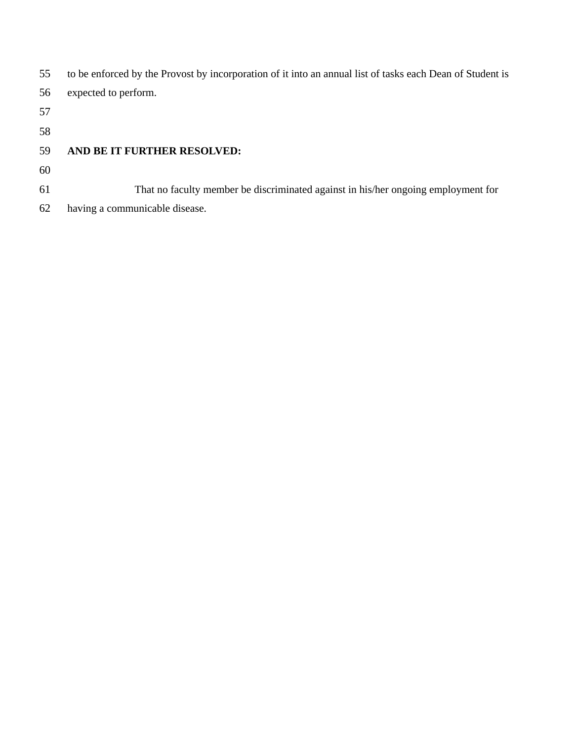to be enforced by the Provost by incorporation of it into an annual list of tasks each Dean of Student is expected to perform.

**AND BE IT FURTHER RESOLVED:**

That no faculty member be discriminated against in his/her ongoing employment for having a communicable disease.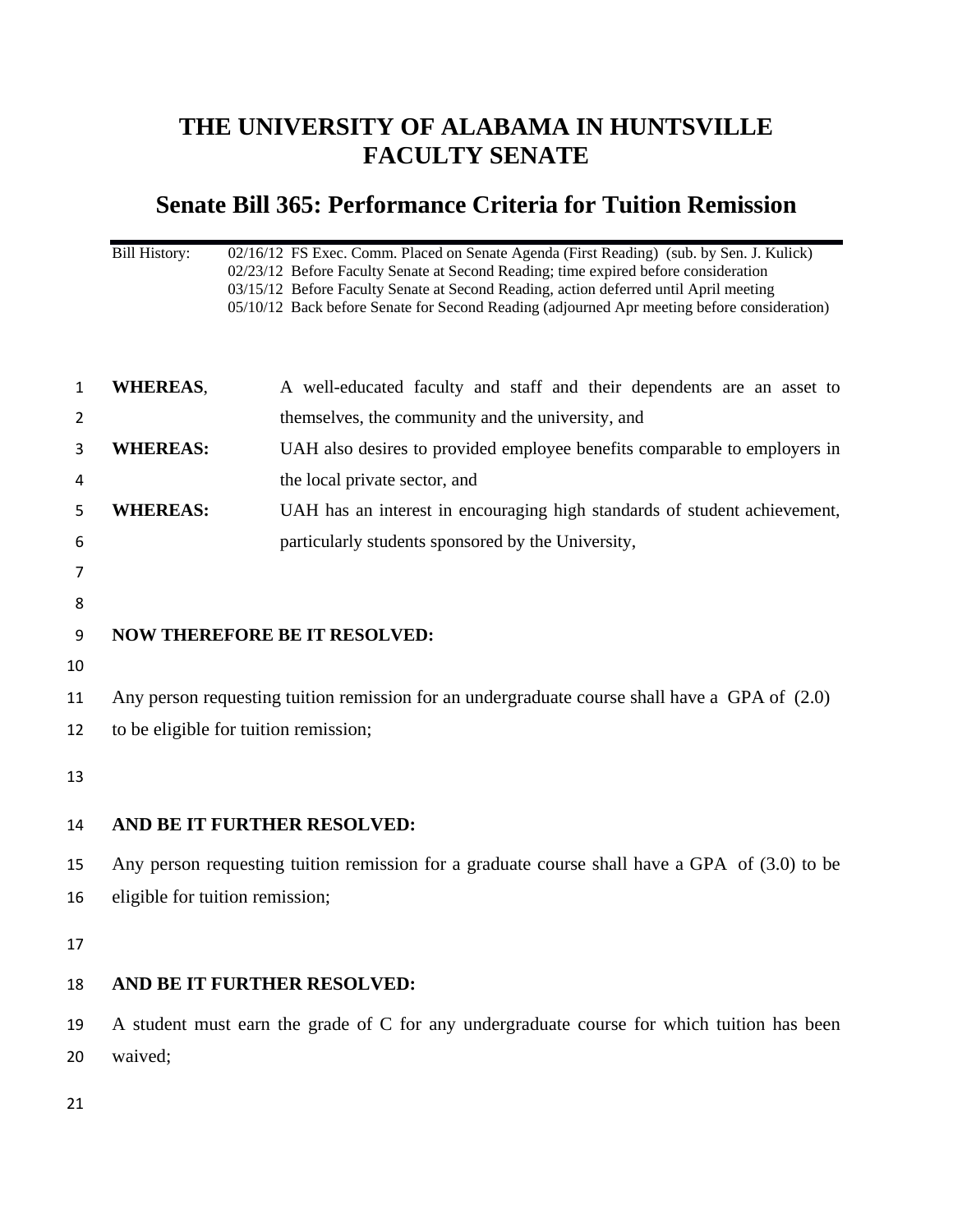# THE UNIVERSITY OF ALABAMA IN HUNTSVILLE FACULTY SENATE

## Senate Bill 365: Performance Criteria for Tuition Remission

Bill History:
02/16/12 FS Exec. Comm. Placed on Senate Agenda (First Reading) (sub. by Sen. J. Kulick)
02/23/12 Before Faculty Senate at Second Reading; time expired before consideration
03/15/12 Before Faculty Senate at Second Reading, action deferred until April meeting
05/10/12 Back before Senate for Second Reading (adjourned Apr meeting before consideration)

**WHEREAS**, A well-educated faculty and staff and their dependents are an asset to themselves, the community and the university, and

**WHEREAS:** UAH also desires to provided employee benefits comparable to employers in the local private sector, and

**WHEREAS:** UAH has an interest in encouraging high standards of student achievement, particularly students sponsored by the University,

**NOW THEREFORE BE IT RESOLVED:**

Any person requesting tuition remission for an undergraduate course shall have a GPA of (2.0) to be eligible for tuition remission;

**AND BE IT FURTHER RESOLVED:**

Any person requesting tuition remission for a graduate course shall have a GPA of (3.0) to be eligible for tuition remission;

**AND BE IT FURTHER RESOLVED:**

A student must earn the grade of C for any undergraduate course for which tuition has been waived;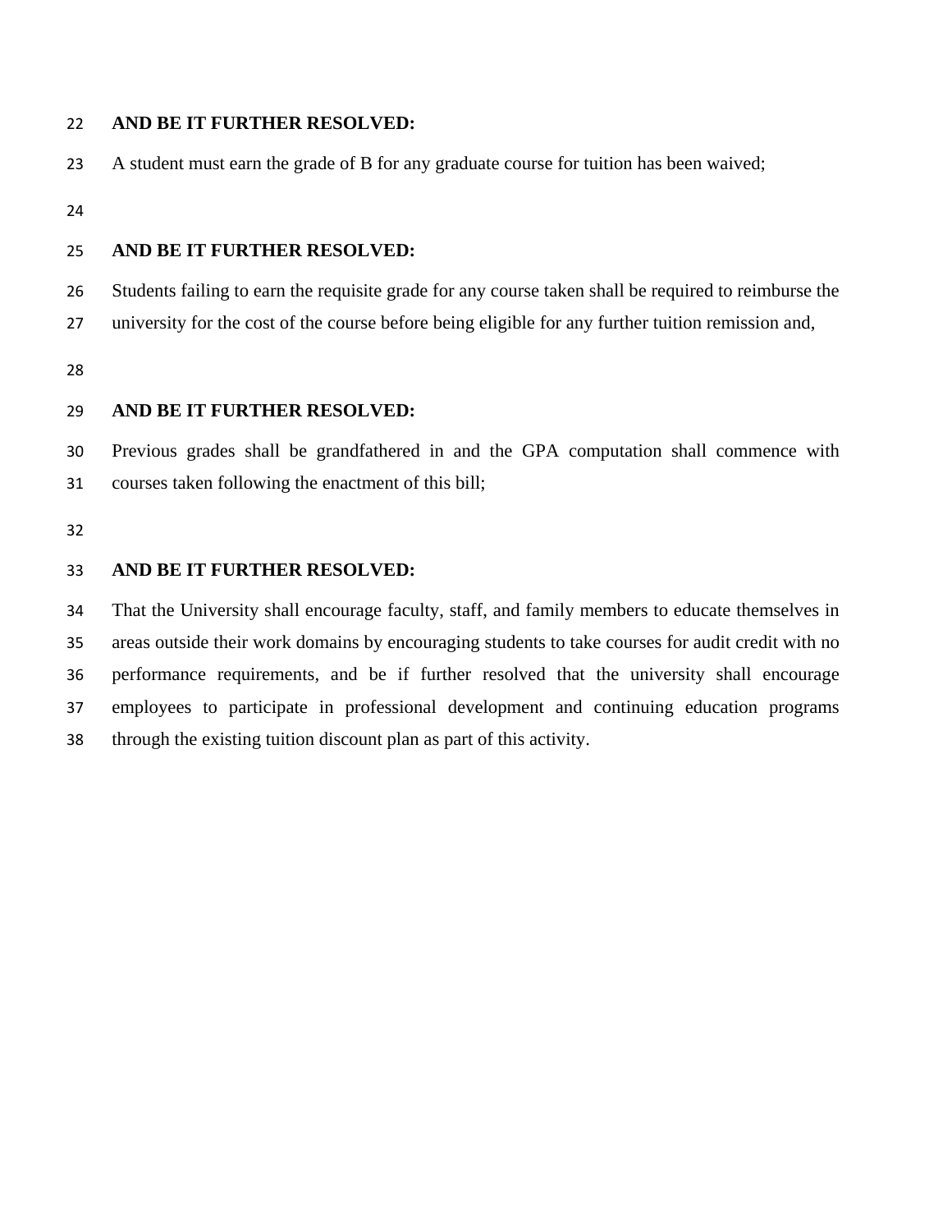**AND BE IT FURTHER RESOLVED:**

A student must earn the grade of B for any graduate course for tuition has been waived;

**AND BE IT FURTHER RESOLVED:**

Students failing to earn the requisite grade for any course taken shall be required to reimburse the university for the cost of the course before being eligible for any further tuition remission and,

**AND BE IT FURTHER RESOLVED:**

Previous grades shall be grandfathered in and the GPA computation shall commence with courses taken following the enactment of this bill;

**AND BE IT FURTHER RESOLVED:**

That the University shall encourage faculty, staff, and family members to educate themselves in areas outside their work domains by encouraging students to take courses for audit credit with no performance requirements, and be if further resolved that the university shall encourage employees to participate in professional development and continuing education programs through the existing tuition discount plan as part of this activity.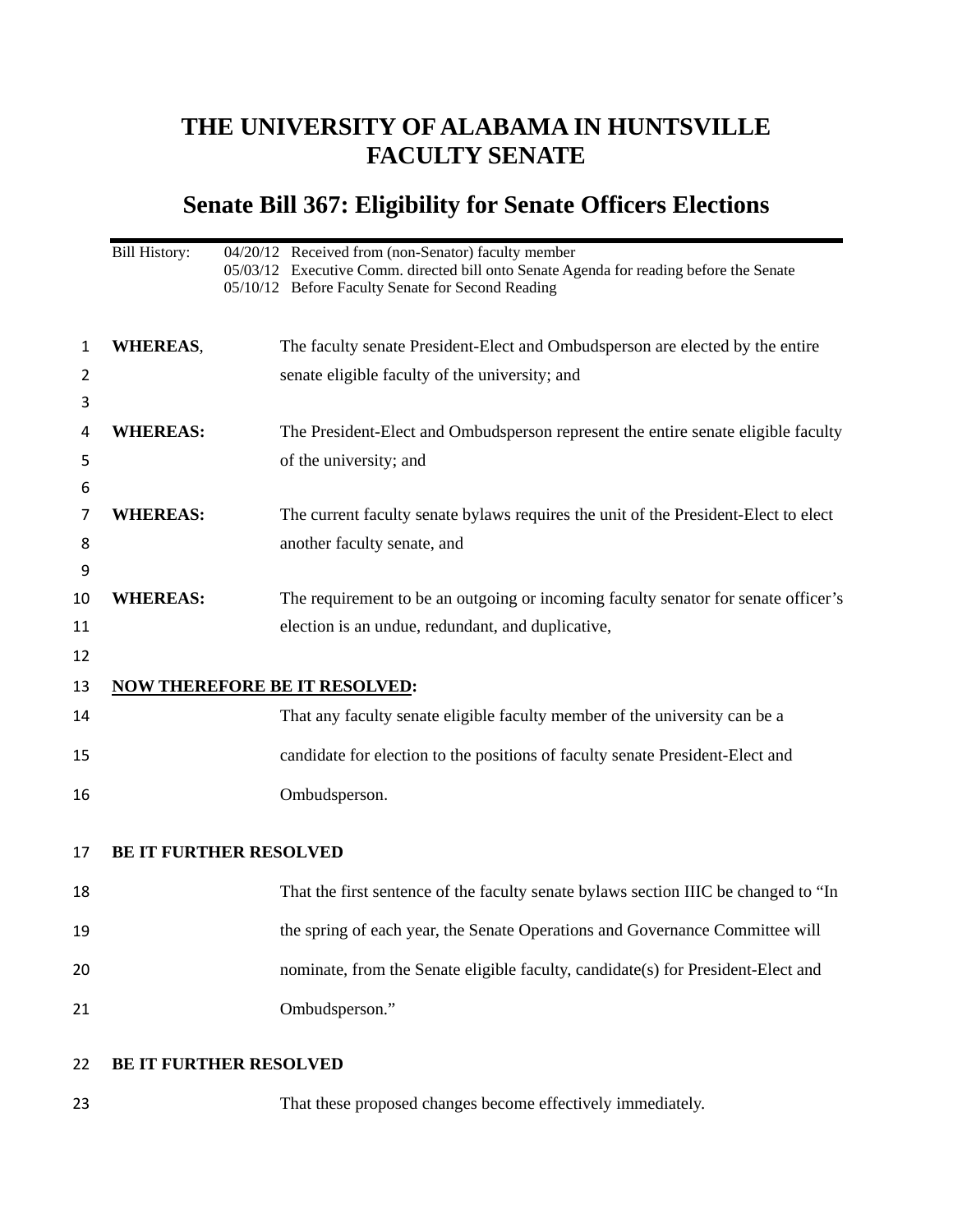# THE UNIVERSITY OF ALABAMA IN HUNTSVILLE FACULTY SENATE

## Senate Bill 367: Eligibility for Senate Officers Elections

Bill History:
04/20/12 Received from (non-Senator) faculty member
05/03/12 Executive Comm. directed bill onto Senate Agenda for reading before the Senate
05/10/12 Before Faculty Senate for Second Reading

**WHEREAS**, The faculty senate President-Elect and Ombudsperson are elected by the entire senate eligible faculty of the university; and

**WHEREAS:** The President-Elect and Ombudsperson represent the entire senate eligible faculty of the university; and

**WHEREAS:** The current faculty senate bylaws requires the unit of the President-Elect to elect another faculty senate, and

**WHEREAS:** The requirement to be an outgoing or incoming faculty senator for senate officer's election is an undue, redundant, and duplicative,

**<u>NOW THEREFORE BE IT RESOLVED</u>:**

That any faculty senate eligible faculty member of the university can be a candidate for election to the positions of faculty senate President-Elect and Ombudsperson.

**BE IT FURTHER RESOLVED**

That the first sentence of the faculty senate bylaws section IIIC be changed to "In the spring of each year, the Senate Operations and Governance Committee will nominate, from the Senate eligible faculty, candidate(s) for President-Elect and Ombudsperson."

**BE IT FURTHER RESOLVED**

That these proposed changes become effectively immediately.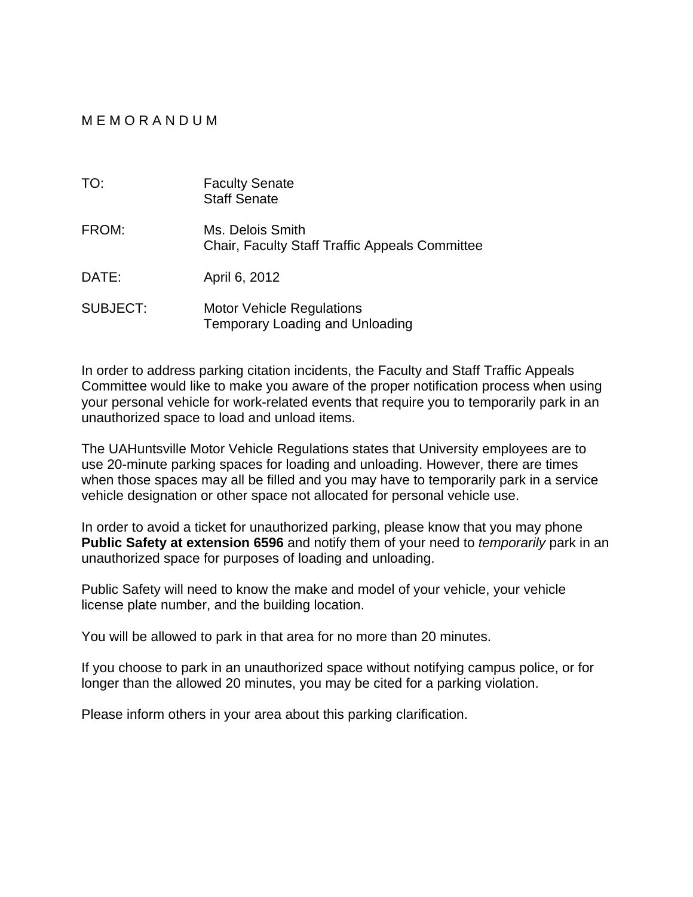M E M O R A N D U M

| | |
|---|---|
| TO: | Faculty Senate<br>Staff Senate |
| FROM: | Ms. Delois Smith<br>Chair, Faculty Staff Traffic Appeals Committee |
| DATE: | April 6, 2012 |
| SUBJECT: | Motor Vehicle Regulations<br>Temporary Loading and Unloading |

In order to address parking citation incidents, the Faculty and Staff Traffic Appeals Committee would like to make you aware of the proper notification process when using your personal vehicle for work-related events that require you to temporarily park in an unauthorized space to load and unload items.

The UAHuntsville Motor Vehicle Regulations states that University employees are to use 20-minute parking spaces for loading and unloading. However, there are times when those spaces may all be filled and you may have to temporarily park in a service vehicle designation or other space not allocated for personal vehicle use.

In order to avoid a ticket for unauthorized parking, please know that you may phone **Public Safety at extension 6596** and notify them of your need to *temporarily* park in an unauthorized space for purposes of loading and unloading.

Public Safety will need to know the make and model of your vehicle, your vehicle license plate number, and the building location.

You will be allowed to park in that area for no more than 20 minutes.

If you choose to park in an unauthorized space without notifying campus police, or for longer than the allowed 20 minutes, you may be cited for a parking violation.

Please inform others in your area about this parking clarification.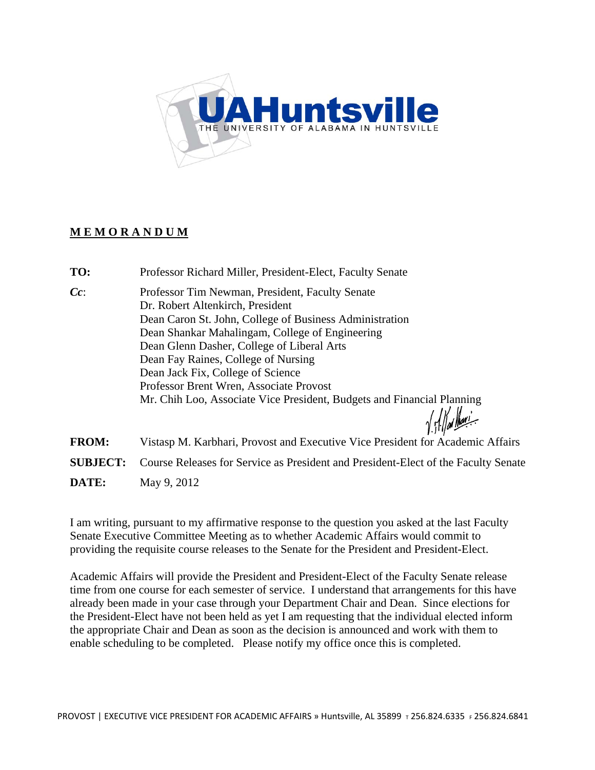UAHuntsville
THE UNIVERSITY OF ALABAMA IN HUNTSVILLE

**M E M O R A N D U M**

**TO:** Professor Richard Miller, President-Elect, Faculty Senate

***Cc*:** Professor Tim Newman, President, Faculty Senate
Dr. Robert Altenkirch, President
Dean Caron St. John, College of Business Administration
Dean Shankar Mahalingam, College of Engineering
Dean Glenn Dasher, College of Liberal Arts
Dean Fay Raines, College of Nursing
Dean Jack Fix, College of Science
Professor Brent Wren, Associate Provost
Mr. Chih Loo, Associate Vice President, Budgets and Financial Planning

**FROM:** Vistasp M. Karbhari, Provost and Executive Vice President for Academic Affairs

**SUBJECT:** Course Releases for Service as President and President-Elect of the Faculty Senate

**DATE:** May 9, 2012

I am writing, pursuant to my affirmative response to the question you asked at the last Faculty Senate Executive Committee Meeting as to whether Academic Affairs would commit to providing the requisite course releases to the Senate for the President and President-Elect.

Academic Affairs will provide the President and President-Elect of the Faculty Senate release time from one course for each semester of service. I understand that arrangements for this have already been made in your case through your Department Chair and Dean. Since elections for the President-Elect have not been held as yet I am requesting that the individual elected inform the appropriate Chair and Dean as soon as the decision is announced and work with them to enable scheduling to be completed. Please notify my office once this is completed.

PROVOST | EXECUTIVE VICE PRESIDENT FOR ACADEMIC AFFAIRS » Huntsville, AL 35899 T 256.824.6335 F 256.824.6841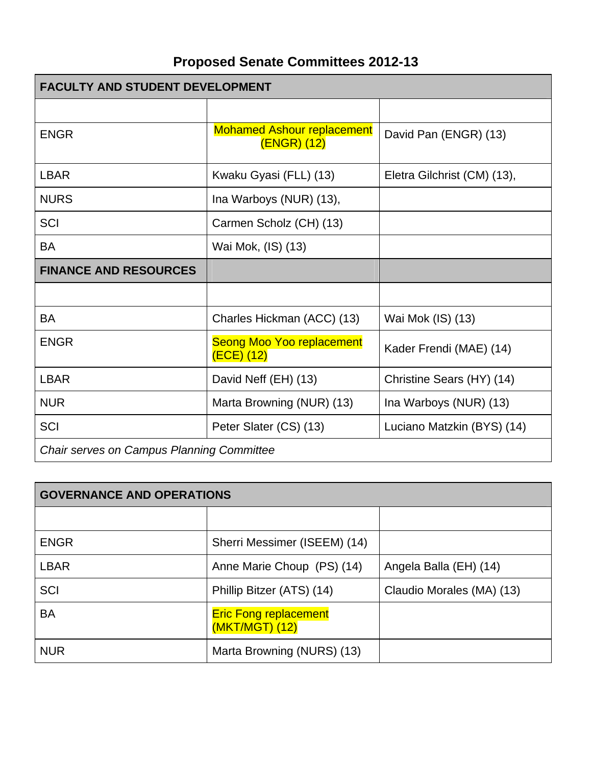# Proposed Senate Committees 2012-13

| FACULTY AND STUDENT DEVELOPMENT | | |
|---|---|---|
| | | |
| ENGR | Mohamed Ashour replacement (ENGR) (12) | David Pan (ENGR) (13) |
| LBAR | Kwaku Gyasi (FLL) (13) | Eletra Gilchrist (CM) (13), |
| NURS | Ina Warboys (NUR) (13), | |
| SCI | Carmen Scholz (CH) (13) | |
| BA | Wai Mok, (IS) (13) | |
| **FINANCE AND RESOURCES** | | |
| | | |
| BA | Charles Hickman (ACC) (13) | Wai Mok (IS) (13) |
| ENGR | Seong Moo Yoo replacement (ECE) (12) | Kader Frendi (MAE) (14) |
| LBAR | David Neff (EH) (13) | Christine Sears (HY) (14) |
| NUR | Marta Browning (NUR) (13) | Ina Warboys (NUR) (13) |
| SCI | Peter Slater (CS) (13) | Luciano Matzkin (BYS) (14) |
| *Chair serves on Campus Planning Committee* | | |

| GOVERNANCE AND OPERATIONS | | |
|---|---|---|
| | | |
| ENGR | Sherri Messimer (ISEEM) (14) | |
| LBAR | Anne Marie Choup (PS) (14) | Angela Balla (EH) (14) |
| SCI | Phillip Bitzer (ATS) (14) | Claudio Morales (MA) (13) |
| BA | Eric Fong replacement (MKT/MGT) (12) | |
| NUR | Marta Browning (NURS) (13) | |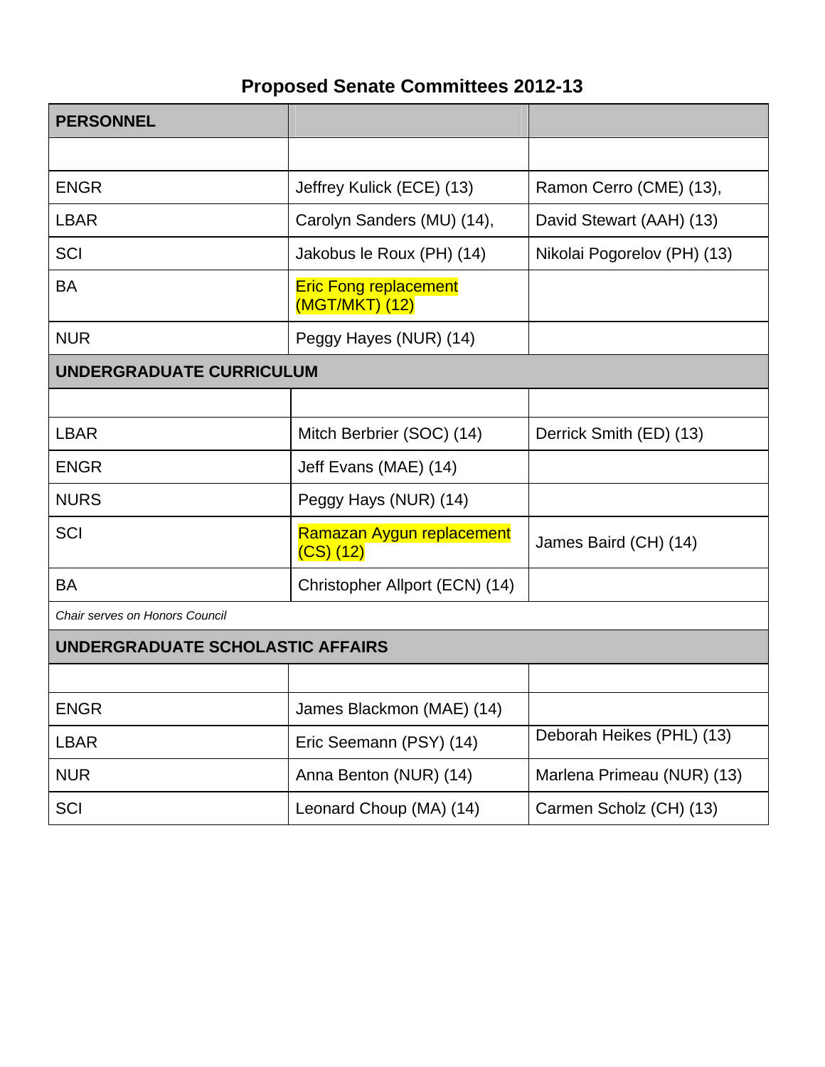# Proposed Senate Committees 2012-13

| PERSONNEL | | |
|---|---|---|
| | | |
| ENGR | Jeffrey Kulick (ECE) (13) | Ramon Cerro (CME) (13), |
| LBAR | Carolyn Sanders (MU) (14), | David Stewart (AAH) (13) |
| SCI | Jakobus le Roux (PH) (14) | Nikolai Pogorelov (PH) (13) |
| BA | Eric Fong replacement (MGT/MKT) (12) | |
| NUR | Peggy Hayes (NUR) (14) | |
| **UNDERGRADUATE CURRICULUM** | | |
| | | |
| LBAR | Mitch Berbrier (SOC) (14) | Derrick Smith (ED) (13) |
| ENGR | Jeff Evans (MAE) (14) | |
| NURS | Peggy Hays (NUR) (14) | |
| SCI | Ramazan Aygun replacement (CS) (12) | James Baird (CH) (14) |
| BA | Christopher Allport (ECN) (14) | |
| *Chair serves on Honors Council* | | |
| **UNDERGRADUATE SCHOLASTIC AFFAIRS** | | |
| | | |
| ENGR | James Blackmon (MAE) (14) | |
| LBAR | Eric Seemann (PSY) (14) | Deborah Heikes (PHL) (13) |
| NUR | Anna Benton (NUR) (14) | Marlena Primeau (NUR) (13) |
| SCI | Leonard Choup (MA) (14) | Carmen Scholz (CH) (13) |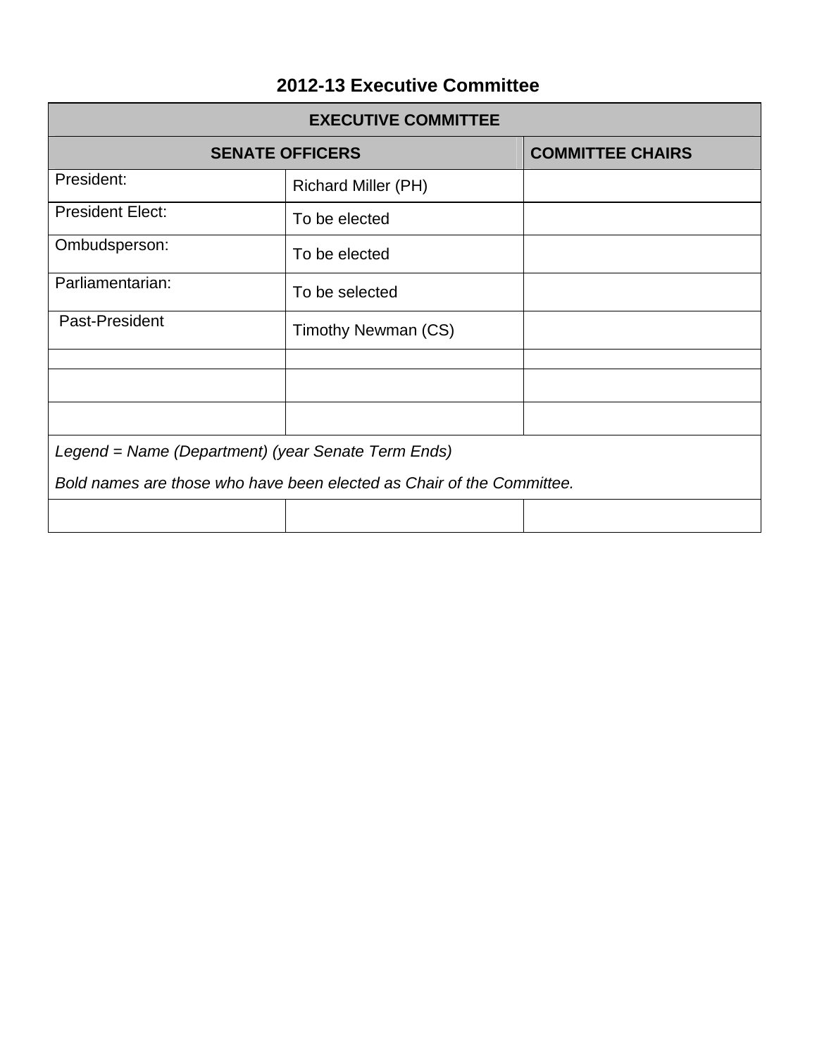## 2012-13 Executive Committee

| EXECUTIVE COMMITTEE | | |
|---|---|---|
| SENATE OFFICERS | | COMMITTEE CHAIRS |
| President: | Richard Miller (PH) | |
| President Elect: | To be elected | |
| Ombudsperson: | To be elected | |
| Parliamentarian: | To be selected | |
| Past-President | Timothy Newman (CS) | |
| | | |
| | | |
| | | |
| *Legend = Name (Department) (year Senate Term Ends)*<br>*Bold names are those who have been elected as Chair of the Committee.* | | |
| | | |